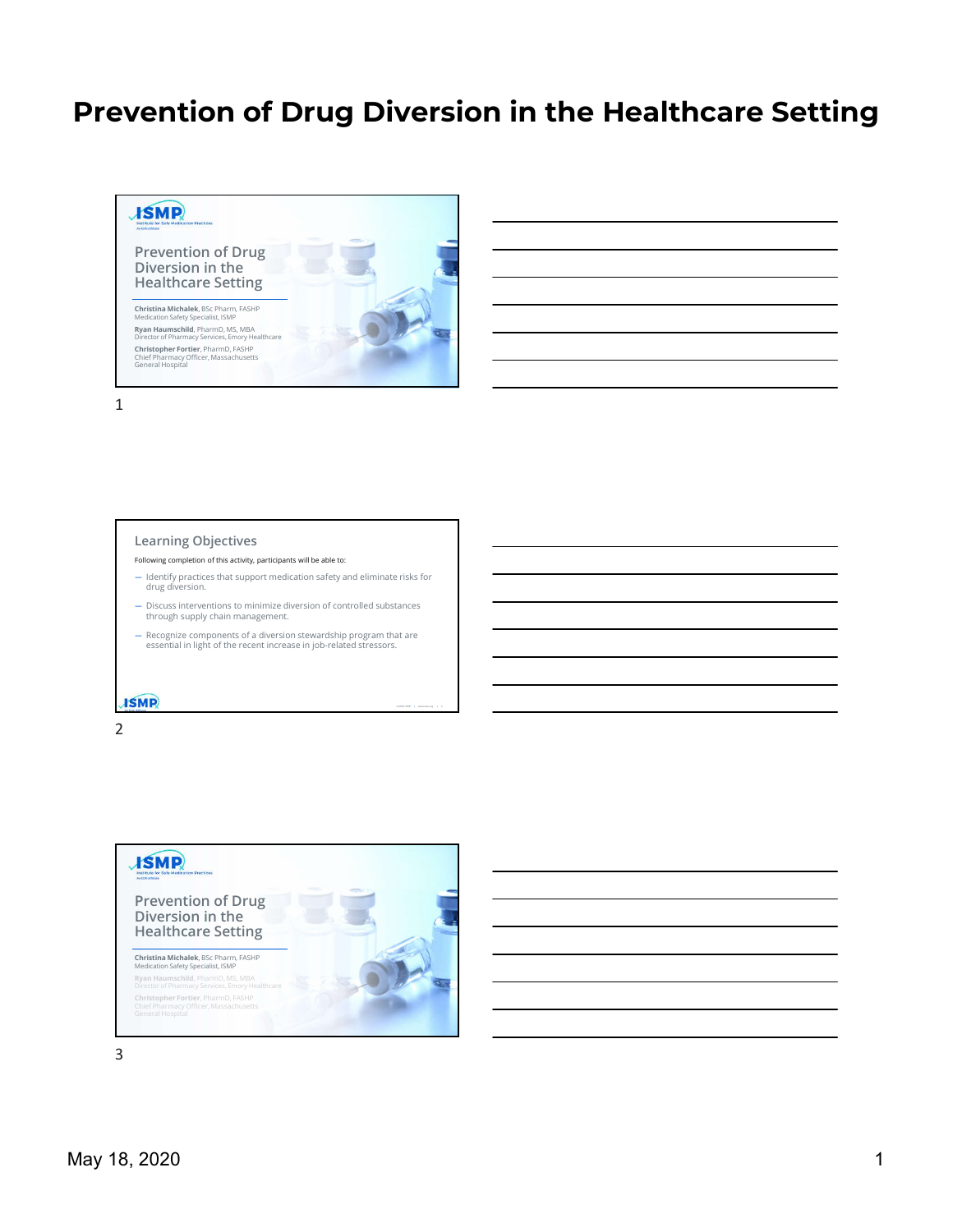# Prevention of Drug Diversion in the Healthcare Setting

ISMP
Institute for Safe Medication Practices

## Prevention of Drug Diversion in the Healthcare Setting

**Christina Michalek**, BSc Pharm, FASHP
Medication Safety Specialist, ISMP

**Ryan Haumschild**, PharmD, MS, MBA
Director of Pharmacy Services, Emory Healthcare

**Christopher Fortier**, PharmD, FASHP
Chief Pharmacy Officer, Massachusetts General Hospital

1

## Learning Objectives

Following completion of this activity, participants will be able to:

– Identify practices that support medication safety and eliminate risks for drug diversion.

– Discuss interventions to minimize diversion of controlled substances through supply chain management.

– Recognize components of a diversion stewardship program that are essential in light of the recent increase in job-related stressors.

ISMP

2

ISMP
Institute for Safe Medication Practices

## Prevention of Drug Diversion in the Healthcare Setting

**Christina Michalek**, BSc Pharm, FASHP
Medication Safety Specialist, ISMP

**Ryan Haumschild**, PharmD, MS, MBA
Director of Pharmacy Services, Emory Healthcare

**Christopher Fortier**, PharmD, FASHP
Chief Pharmacy Officer, Massachusetts General Hospital

3

May 18, 2020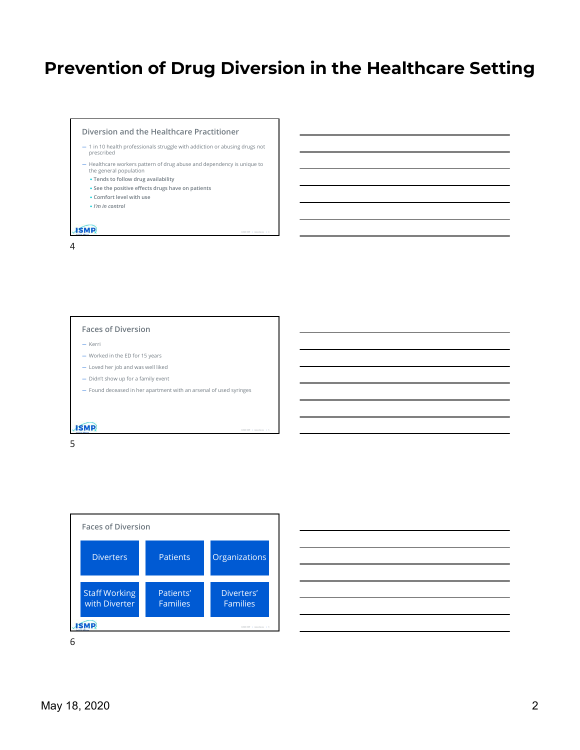# Prevention of Drug Diversion in the Healthcare Setting

## Diversion and the Healthcare Practitioner

- 1 in 10 health professionals struggle with addiction or abusing drugs not prescribed
- Healthcare workers pattern of drug abuse and dependency is unique to the general population
  - Tends to follow drug availability
  - See the positive effects drugs have on patients
  - Comfort level with use
  - *I'm in control*

## Faces of Diversion

- Kerri
- Worked in the ED for 15 years
- Loved her job and was well liked
- Didn't show up for a family event
- Found deceased in her apartment with an arsenal of used syringes

## Faces of Diversion

| Diverters | Patients | Organizations |
|---|---|---|
| Staff Working with Diverter | Patients' Families | Diverters' Families |

May 18, 2020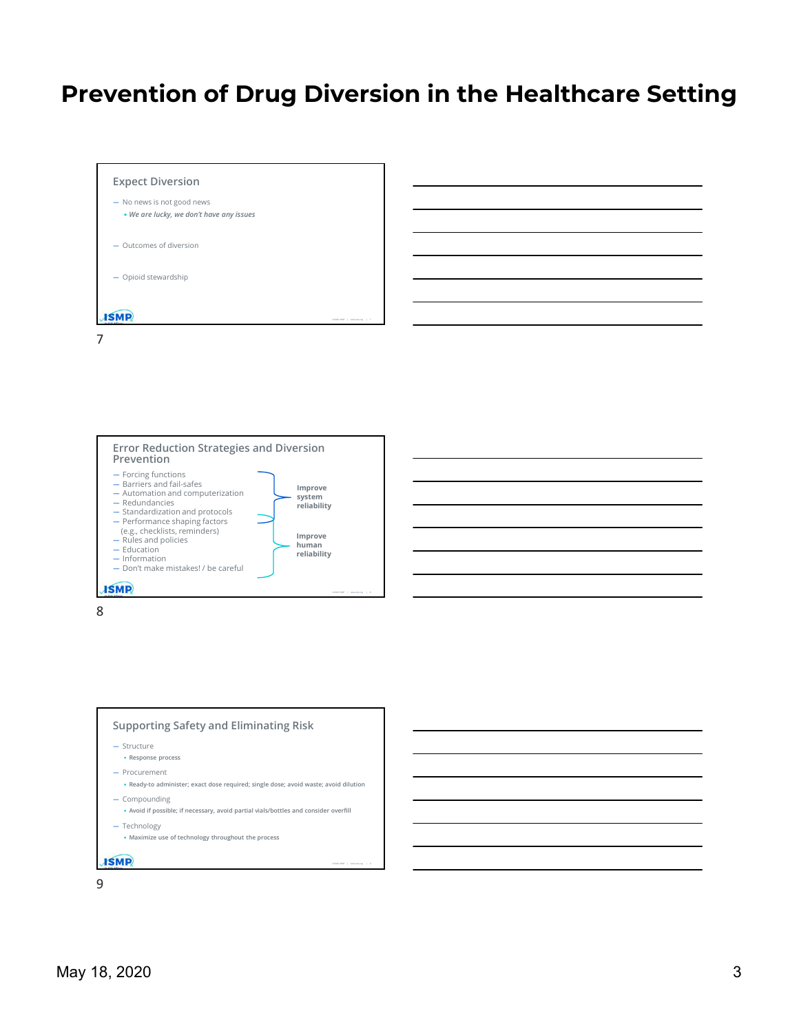# Prevention of Drug Diversion in the Healthcare Setting

## Expect Diversion

- No news is not good news
  - *We are lucky, we don't have any issues*
- Outcomes of diversion
- Opioid stewardship

## Error Reduction Strategies and Diversion Prevention

- Forcing functions
- Barriers and fail-safes
- Automation and computerization
- Redundancies
- Standardization and protocols
- Performance shaping factors (e.g., checklists, reminders)
- Rules and policies
- Education
- Information
- Don't make mistakes! / be careful

**Improve system reliability** (Forcing functions through Performance shaping factors)

**Improve human reliability** (Performance shaping factors through Don't make mistakes! / be careful)

## Supporting Safety and Eliminating Risk

- Structure
  - Response process
- Procurement
  - Ready-to administer; exact dose required; single dose; avoid waste; avoid dilution
- Compounding
  - Avoid if possible; if necessary, avoid partial vials/bottles and consider overfill
- Technology
  - Maximize use of technology throughout the process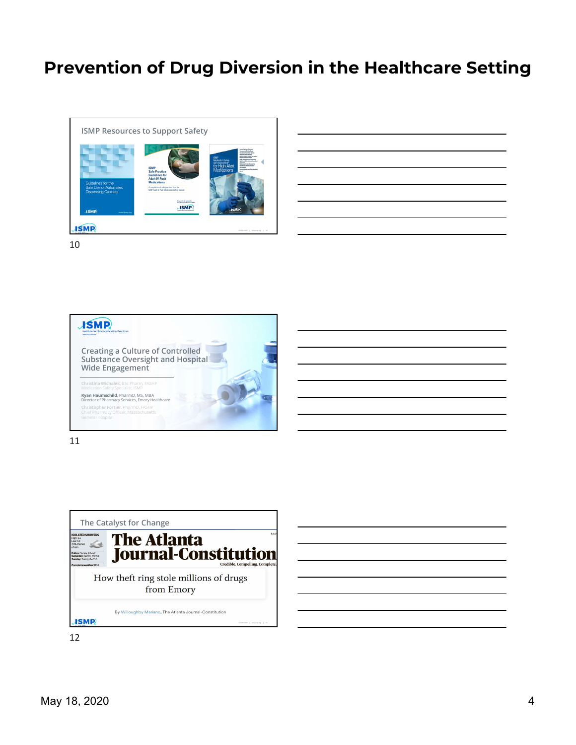# Prevention of Drug Diversion in the Healthcare Setting

## ISMP Resources to Support Safety

Guidelines for the Safe Use of Automated Dispensing Cabinets

ISMP Safe Practice Guidelines for Adult IV Push Medications

ISMP Medication Safety Self Assessment® for High-Alert Medications

10

---

ISMP Institute for Safe Medication Practices

## Creating a Culture of Controlled Substance Oversight and Hospital Wide Engagement

Christina Michalek, BSc Pharm, FASHP
Medication Safety Specialist, ISMP

**Ryan Haumschild**, PharmD, MS, MBA
Director of Pharmacy Services, Emory Healthcare

Christopher Fortier, PharmD, FASHP
Chief Pharmacy Officer, Massachusetts General Hospital

11

---

## The Catalyst for Change

**The Atlanta Journal-Constitution**

Credible. Compelling. Complete.

How theft ring stole millions of drugs from Emory

By Willoughby Mariano, The Atlanta Journal-Constitution

12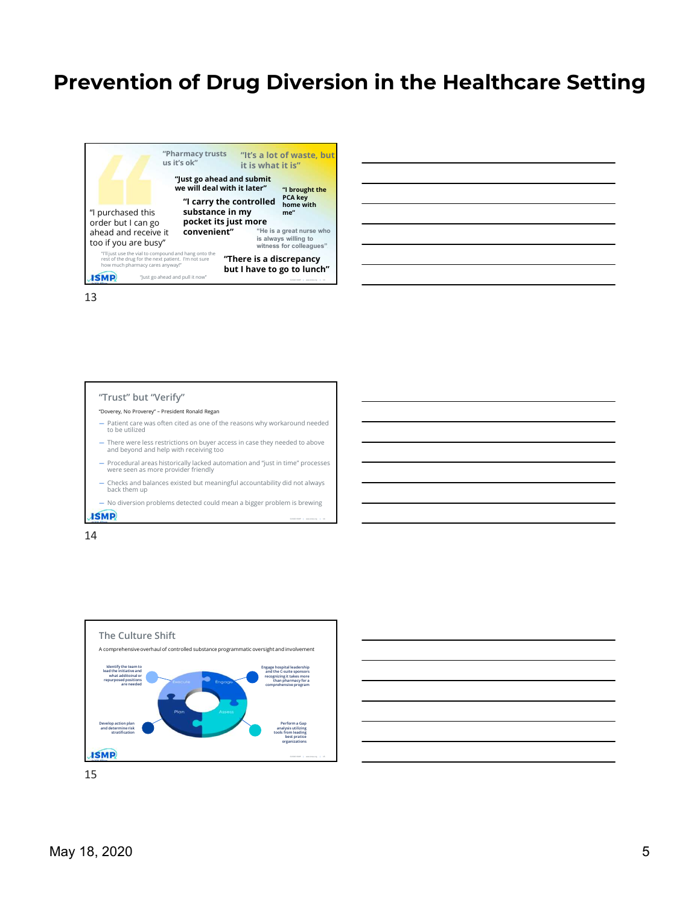# Prevention of Drug Diversion in the Healthcare Setting

"Pharmacy trusts us it's ok"

"It's a lot of waste, but it is what it is"

"Just go ahead and submit we will deal with it later"

"I brought the PCA key home with me"

"I carry the controlled substance in my pocket its just more convenient"

"I purchased this order but I can go ahead and receive it too if you are busy"

"He is a great nurse who is always willing to witness for colleagues"

"I'll just use the vial to compound and hang onto the rest of the drug for the next patient. I'm not sure how much pharmacy cares anyway!"

"There is a discrepancy but I have to go to lunch"

"Just go ahead and pull it now"

13

## "Trust" but "Verify"

"Doverey, No Proverey" – President Ronald Regan

- Patient care was often cited as one of the reasons why workaround needed to be utilized
- There were less restrictions on buyer access in case they needed to above and beyond and help with receiving too
- Procedural areas historically lacked automation and "just in time" processes were seen as more provider friendly
- Checks and balances existed but meaningful accountability did not always back them up
- No diversion problems detected could mean a bigger problem is brewing

14

## The Culture Shift

A comprehensive overhaul of controlled substance programmatic oversight and involvement

- Engage: Engage hospital leadership and the C-suite sponsors recognizing it takes more than pharmacy for a comprehensive program
- Assess: Perform a Gap analysis utilizing tools from leading best practice organizations
- Plan: Develop action plan and determine risk stratification
- Execute: Identify the team to lead the initiative and what additoinal or repurposed positions are needed

15

May 18, 2020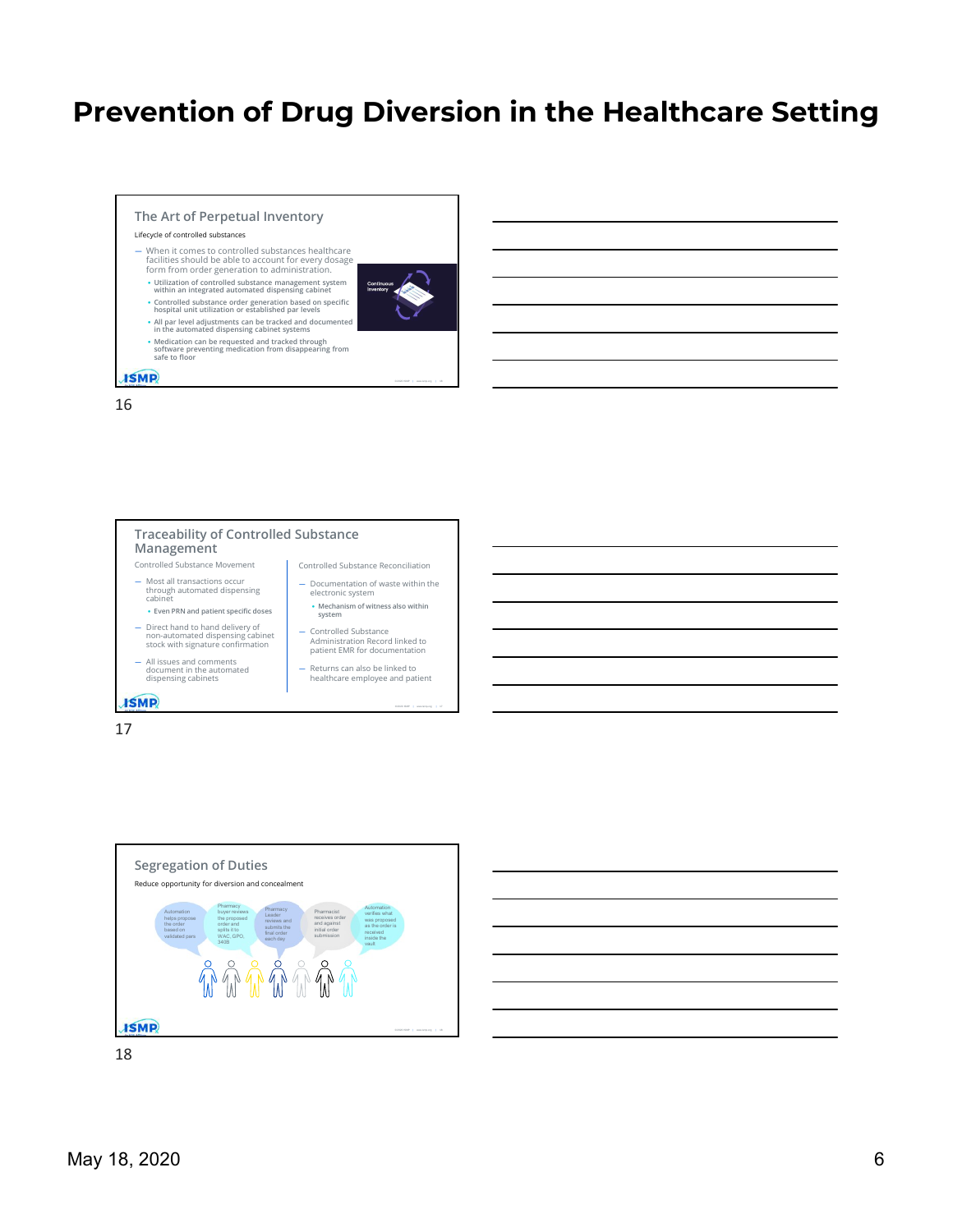# Prevention of Drug Diversion in the Healthcare Setting

## The Art of Perpetual Inventory

Lifecycle of controlled substances

- When it comes to controlled substances healthcare facilities should be able to account for every dosage form from order generation to administration.
  - Utilization of controlled substance management system within an integrated automated dispensing cabinet
  - Controlled substance order generation based on specific hospital unit utilization or established par levels
  - All par level adjustments can be tracked and documented in the automated dispensing cabinet systems
  - Medication can be requested and tracked through software preventing medication from disappearing from safe to floor

Continuous Inventory

16

## Traceability of Controlled Substance Management

Controlled Substance Movement

- Most all transactions occur through automated dispensing cabinet
  - Even PRN and patient specific doses
- Direct hand to hand delivery of non-automated dispensing cabinet stock with signature confirmation
- All issues and comments document in the automated dispensing cabinets

Controlled Substance Reconciliation

- Documentation of waste within the electronic system
  - Mechanism of witness also within system
- Controlled Substance Administration Record linked to patient EMR for documentation
- Returns can also be linked to healthcare employee and patient

17

## Segregation of Duties

Reduce opportunity for diversion and concealment

- Automation helps propose the order based on validated pars
- Pharmacy buyer reviews the proposed order and splits it to WAC, GPO, 340B
- Pharmacy Leader reviews and submits the final order each day
- Pharmacist receives order and against initial order submission
- Automation verifies what was proposed as the order is received inside the vault

18

May 18, 2020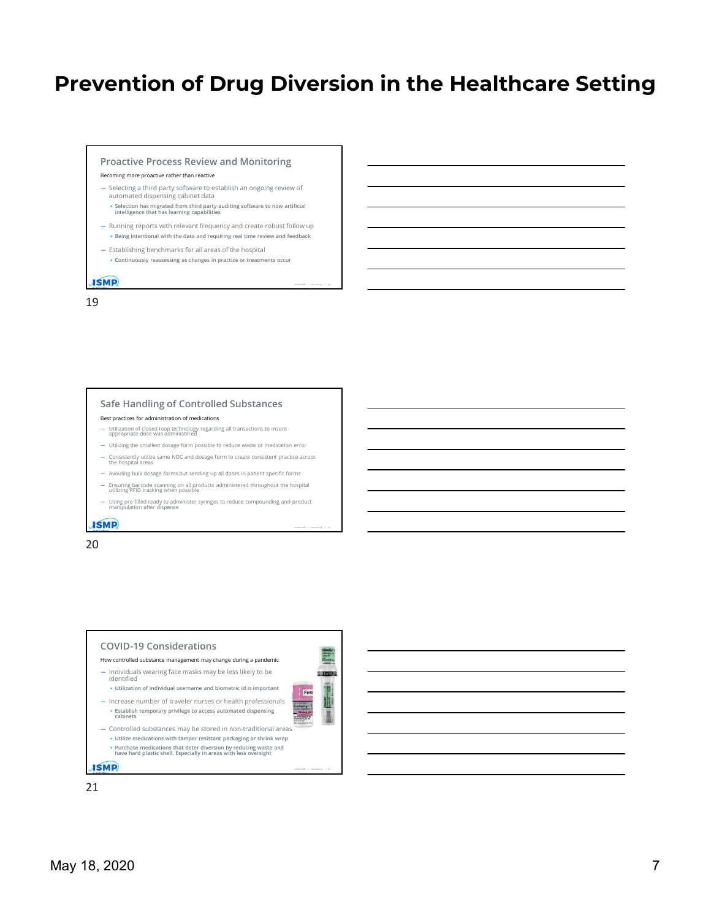# Prevention of Drug Diversion in the Healthcare Setting

## Proactive Process Review and Monitoring

Becoming more proactive rather than reactive

- Selecting a third party software to establish an ongoing review of automated dispensing cabinet data
  - Selection has migrated from third party auditing software to now artificial intelligence that has learning capabilities
- Running reports with relevant frequency and create robust follow up
  - Being intentional with the data and requiring real time review and feedback
- Establishing benchmarks for all areas of the hospital
  - Continuously reassessing as changes in practice or treatments occur

## Safe Handling of Controlled Substances

Best practices for administration of medications

- Utilization of closed loop technology regarding all transactions to insure appropriate dose was administered
- Utilizing the smallest dosage form possible to reduce waste or medication error
- Consistently utilize same NDC and dosage form to create consistent practice across the hospital areas
- Avoiding bulk dosage forms but sending up all doses in patient specific forms
- Ensuring barcode scanning on all products administered throughout the hospital utilizing RFID tracking when possible
- Using pre-filled ready to administer syringes to reduce compounding and product manipulation after dispense

## COVID-19 Considerations

How controlled substance management may change during a pandemic

- Individuals wearing face masks may be less likely to be identified
  - Utilization of individual username and biometric id is important
- Increase number of traveler nurses or health professionals
  - Establish temporary privilege to access automated dispensing cabinets
- Controlled substances may be stored in non-traditional areas
  - Utilize medications with tamper resistant packaging or shrink wrap
  - Purchase medications that deter diversion by reducing waste and have hard plastic shell. Especially in areas with less oversight

May 18, 2020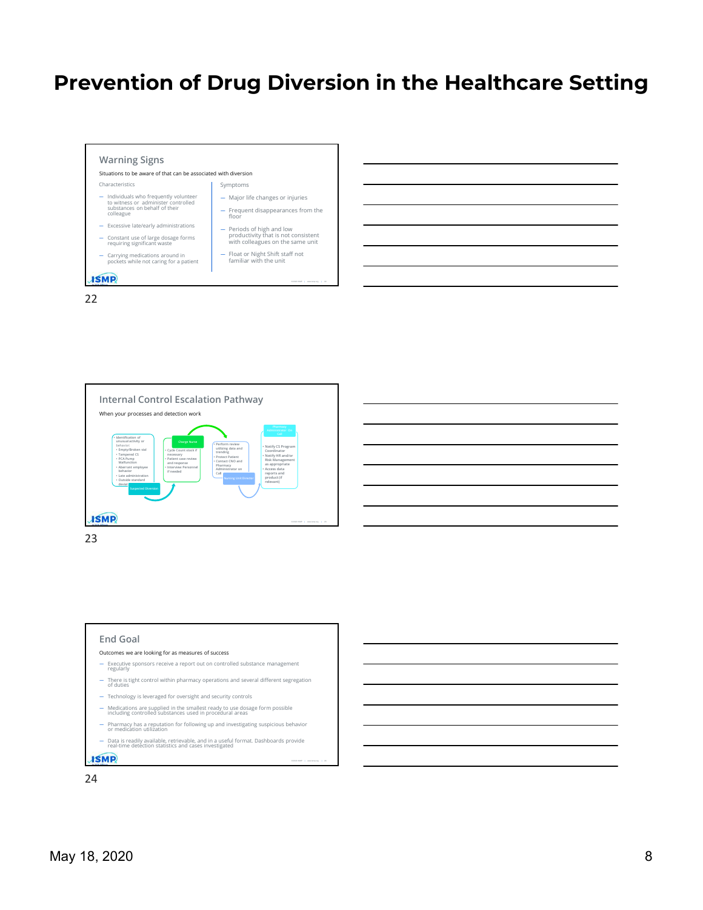# Prevention of Drug Diversion in the Healthcare Setting

## Warning Signs

Situations to be aware of that can be associated with diversion

**Characteristics**

- Individuals who frequently volunteer to witness or administer controlled substances on behalf of their colleague
- Excessive late/early administrations
- Constant use of large dosage forms requiring significant waste
- Carrying medications around in pockets while not caring for a patient

**Symptoms**

- Major life changes or injuries
- Frequent disappearances from the floor
- Periods of high and low productivity that is not consistent with colleagues on the same unit
- Float or Night Shift staff not familiar with the unit

22

## Internal Control Escalation Pathway

When your processes and detection work

- Identification of unusual activity or behavior:
  - Empty/Broken vial
  - Tampered CS
  - PCA Pump Malfunction
  - Aberrant employee behavior
  - Late administration
  - Outside standard deviation

Suspected Diversion

Charge Nurse

- Cycle Count stock if necessary
- Patient case review and response
- Interview Personnel if needed

- Perform review utilizing data and trending
- Protect Patient
- Contact CNO and Pharmacy Administrator on Call

Nursing Unit Director

Pharmacy Administrator On Call

- Notify CS Program Coordinator
- Notify HR and/or Risk Management as appropriate
- Access data reports and product (if relevant)

23

## End Goal

Outcomes we are looking for as measures of success

- Executive sponsors receive a report out on controlled substance management regularly
- There is tight control within pharmacy operations and several different segregation of duties
- Technology is leveraged for oversight and security controls
- Medications are supplied in the smallest ready to use dosage form possible including controlled substances used in procedural areas
- Pharmacy has a reputation for following up and investigating suspicious behavior or medication utilization
- Data is readily available, retrievable, and in a useful format. Dashboards provide real-time detection statistics and cases investigated

24

May 18, 2020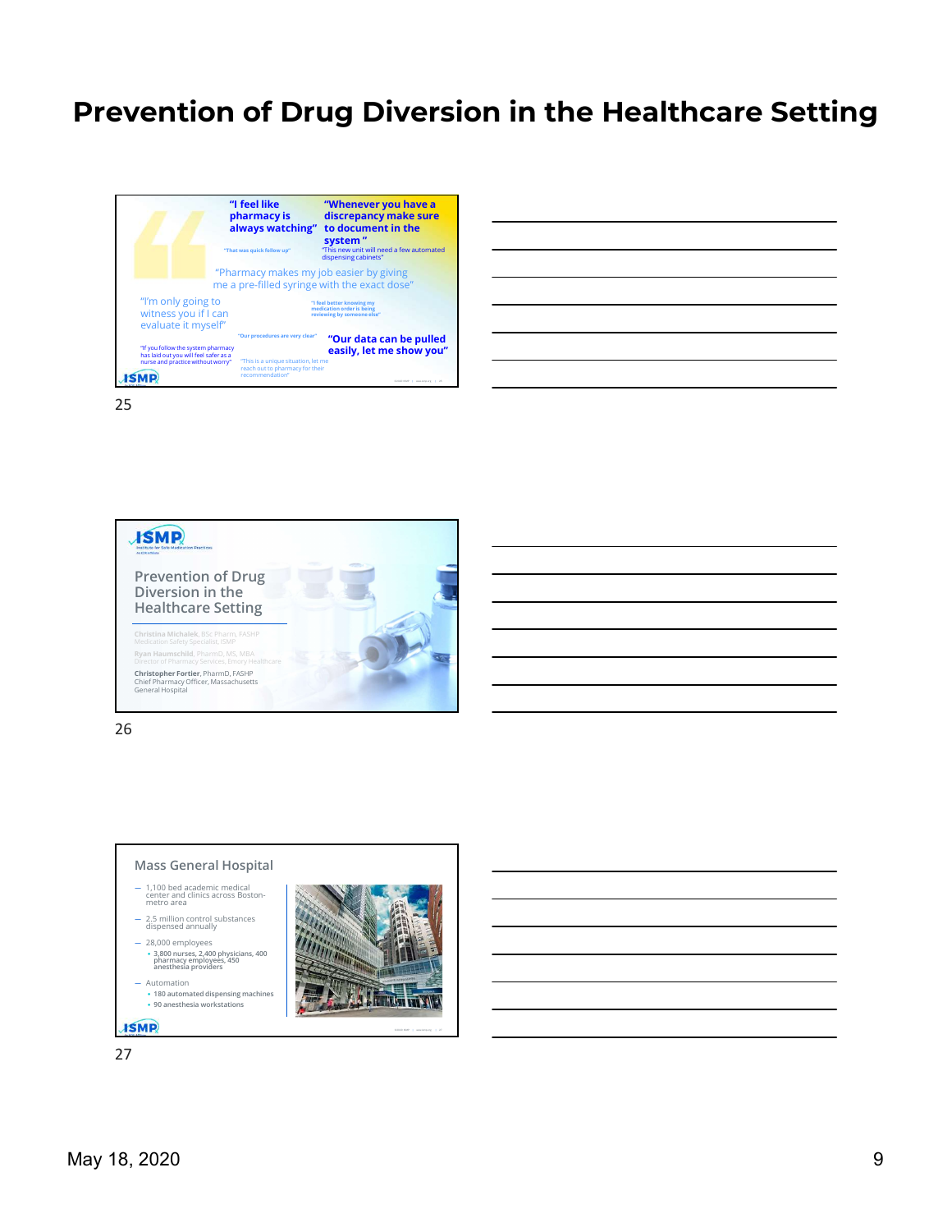# Prevention of Drug Diversion in the Healthcare Setting

"I feel like pharmacy is always watching"

"Whenever you have a discrepancy make sure to document in the system"

"That was quick follow up"

"This new unit will need a few automated dispensing cabinets"

"Pharmacy makes my job easier by giving me a pre-filled syringe with the exact dose"

"I'm only going to witness you if I can evaluate it myself"

"I feel better knowing my medication order is being reviewing by someone else"

"Our procedures are very clear"

"Our data can be pulled easily, let me show you"

"If you follow the system pharmacy has laid out you will feel safer as a nurse and practice without worry"

"This is a unique situation, let me reach out to pharmacy for their recommendation"

25

ISMP Institute for Safe Medication Practices

Prevention of Drug Diversion in the Healthcare Setting

Christina Michalek, BSc Pharm, FASHP
Medication Safety Specialist, ISMP

Ryan Haumschild, PharmD, MS, MBA
Director of Pharmacy Services, Emory Healthcare

**Christopher Fortier**, PharmD, FASHP
Chief Pharmacy Officer, Massachusetts General Hospital

26

## Mass General Hospital

- 1,100 bed academic medical center and clinics across Boston-metro area
- 2.5 million control substances dispensed annually
- 28,000 employees
  - 3,800 nurses, 2,400 physicians, 400 pharmacy employees, 450 anesthesia providers
- Automation
  - 180 automated dispensing machines
  - 90 anesthesia workstations

27

May 18, 2020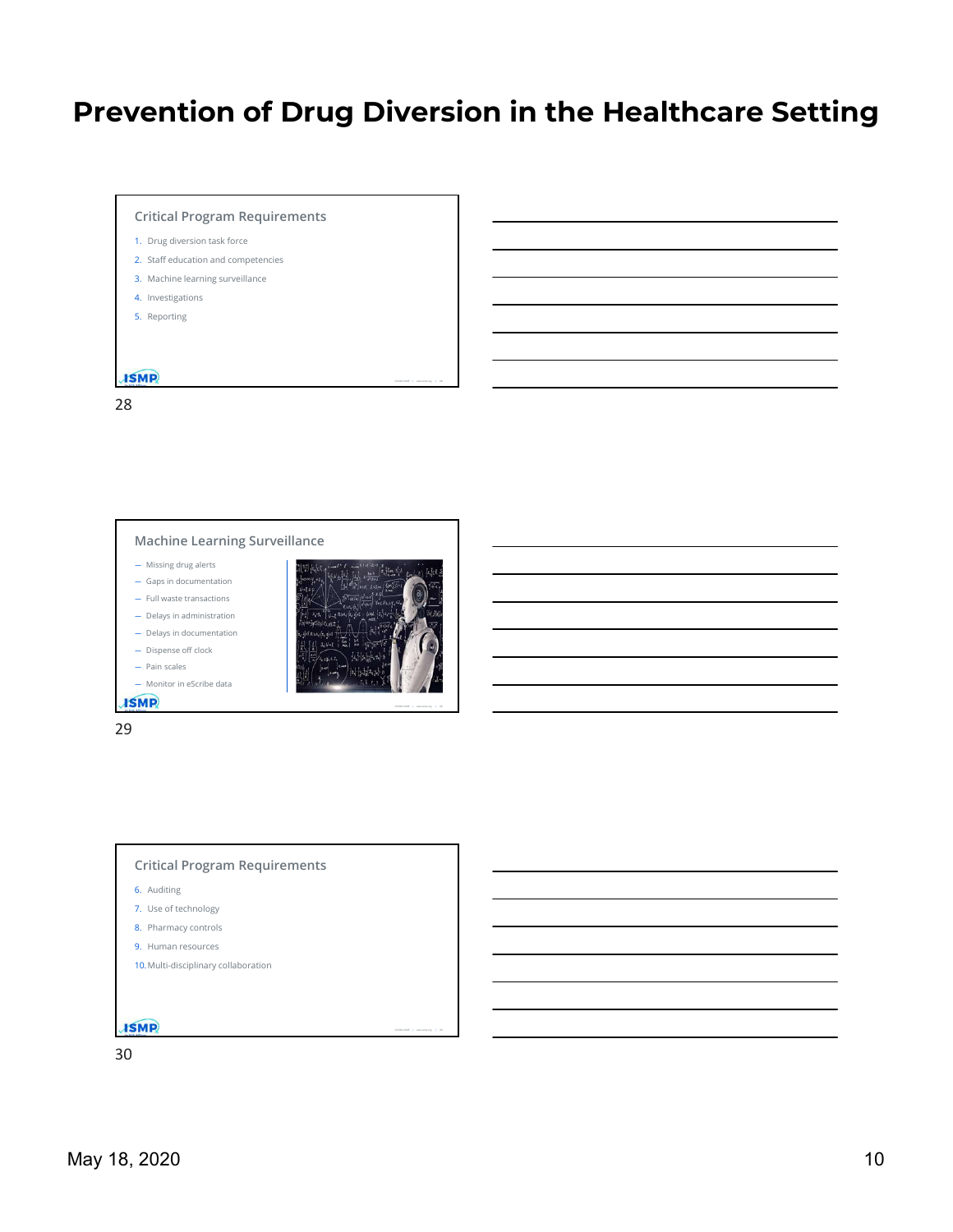# Prevention of Drug Diversion in the Healthcare Setting

## Critical Program Requirements

1. Drug diversion task force
2. Staff education and competencies
3. Machine learning surveillance
4. Investigations
5. Reporting

## Machine Learning Surveillance

- Missing drug alerts
- Gaps in documentation
- Full waste transactions
- Delays in administration
- Delays in documentation
- Dispense off clock
- Pain scales
- Monitor in eScribe data

## Critical Program Requirements

6. Auditing
7. Use of technology
8. Pharmacy controls
9. Human resources
10. Multi-disciplinary collaboration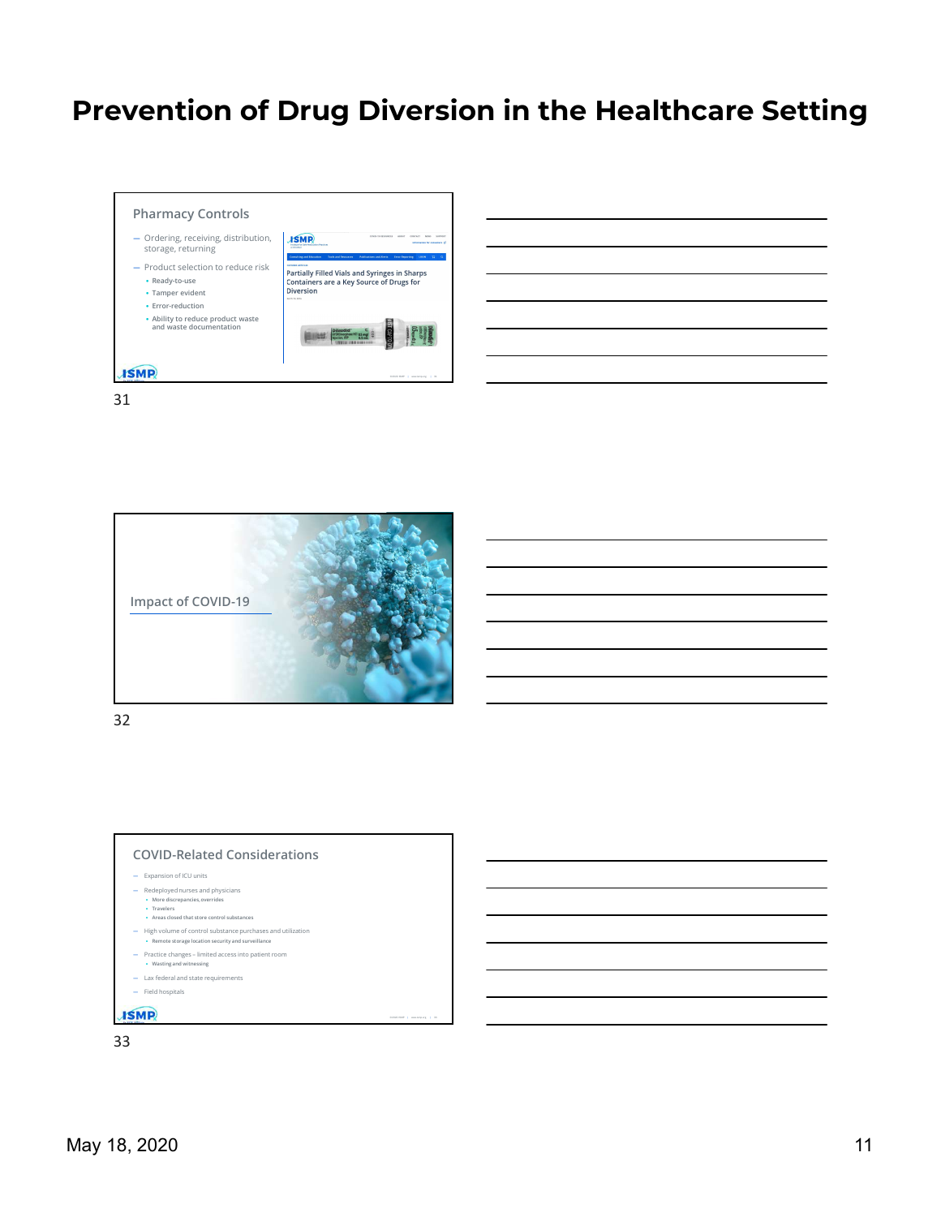# Prevention of Drug Diversion in the Healthcare Setting

## Pharmacy Controls

- Ordering, receiving, distribution, storage, returning
- Product selection to reduce risk
  - Ready-to-use
  - Tamper evident
  - Error-reduction
  - Ability to reduce product waste and waste documentation

Partially Filled Vials and Syringes in Sharps Containers are a Key Source of Drugs for Diversion

31

## Impact of COVID-19

32

## COVID-Related Considerations

- Expansion of ICU units
- Redeployed nurses and physicians
  - More discrepancies, overrides
  - Travelers
  - Areas closed that store control substances
- High volume of control substance purchases and utilization
  - Remote storage location security and surveillance
- Practice changes – limited access into patient room
  - Wasting and witnessing
- Lax federal and state requirements
- Field hospitals

33

May 18, 2020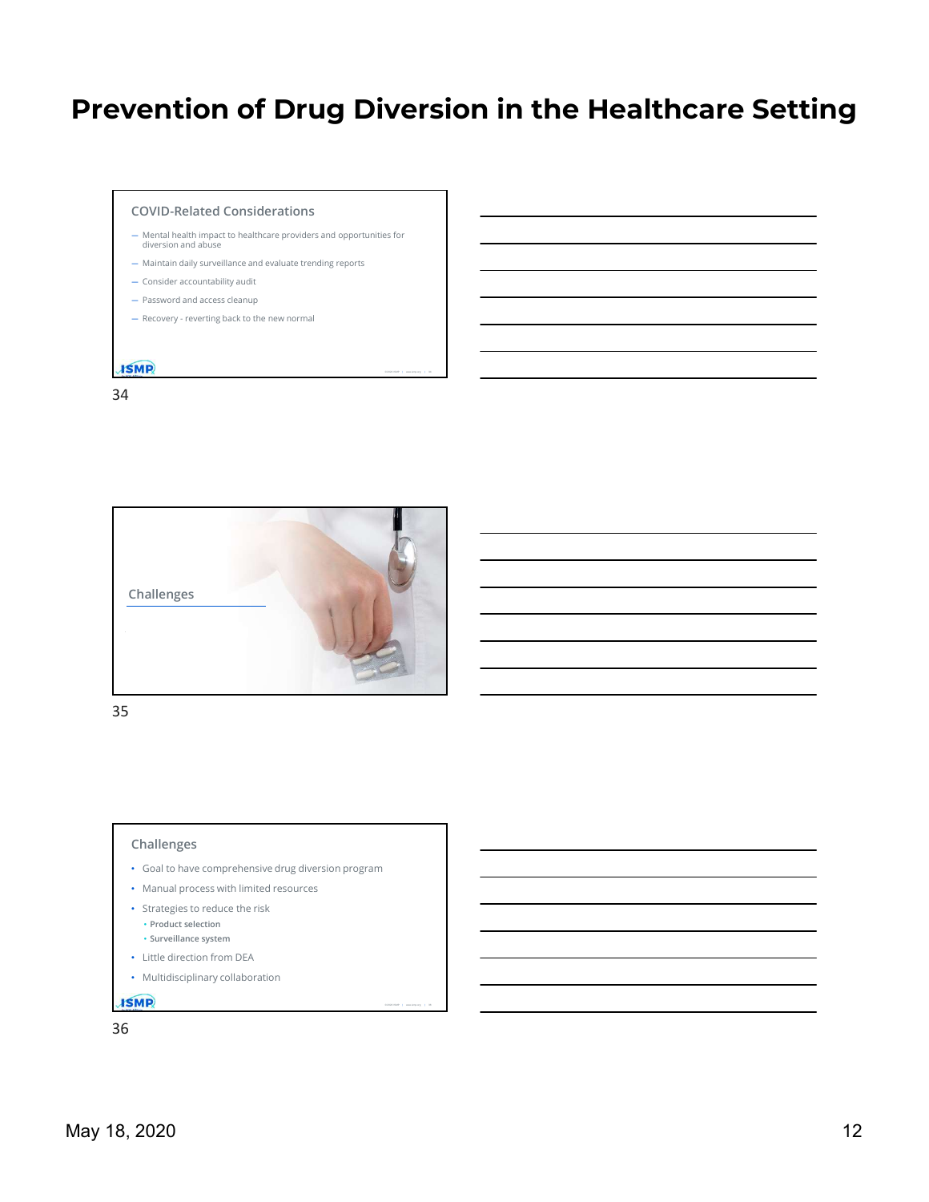# Prevention of Drug Diversion in the Healthcare Setting

### COVID-Related Considerations

- Mental health impact to healthcare providers and opportunities for diversion and abuse
- Maintain daily surveillance and evaluate trending reports
- Consider accountability audit
- Password and access cleanup
- Recovery - reverting back to the new normal

34

### Challenges

35

### Challenges

- Goal to have comprehensive drug diversion program
- Manual process with limited resources
- Strategies to reduce the risk
  - **Product selection**
  - **Surveillance system**
- Little direction from DEA
- Multidisciplinary collaboration

36

May 18, 2020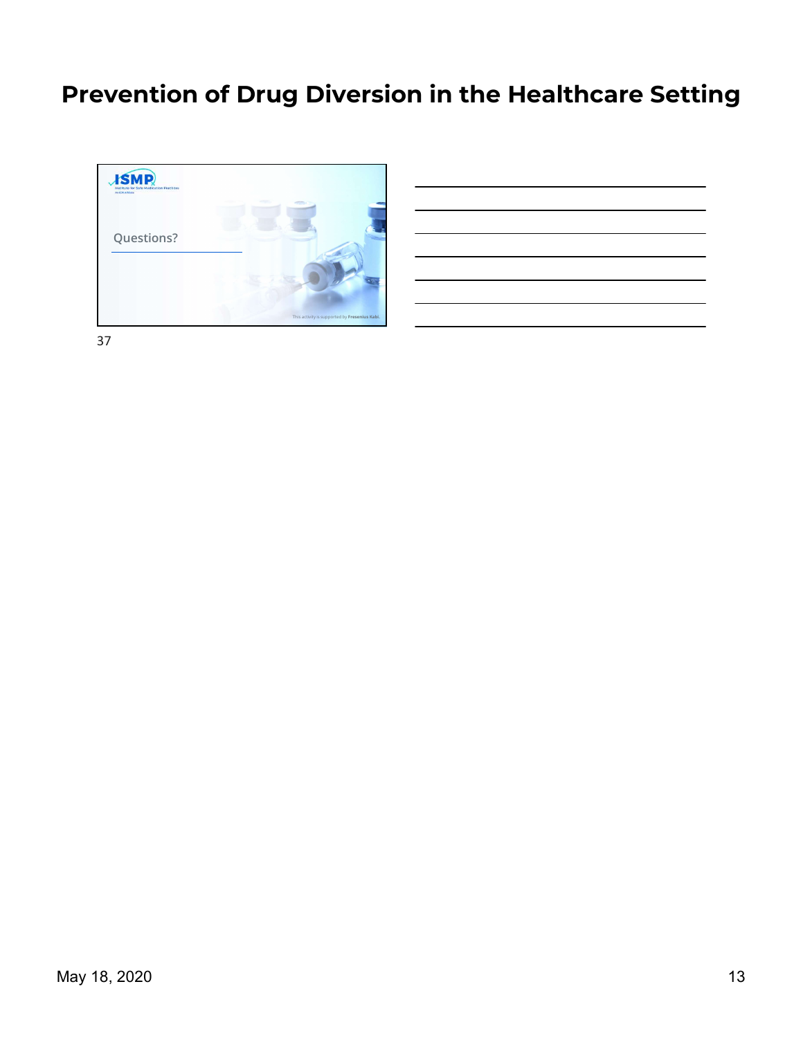Questions?

This activity is supported by Fresenius Kabi.

37